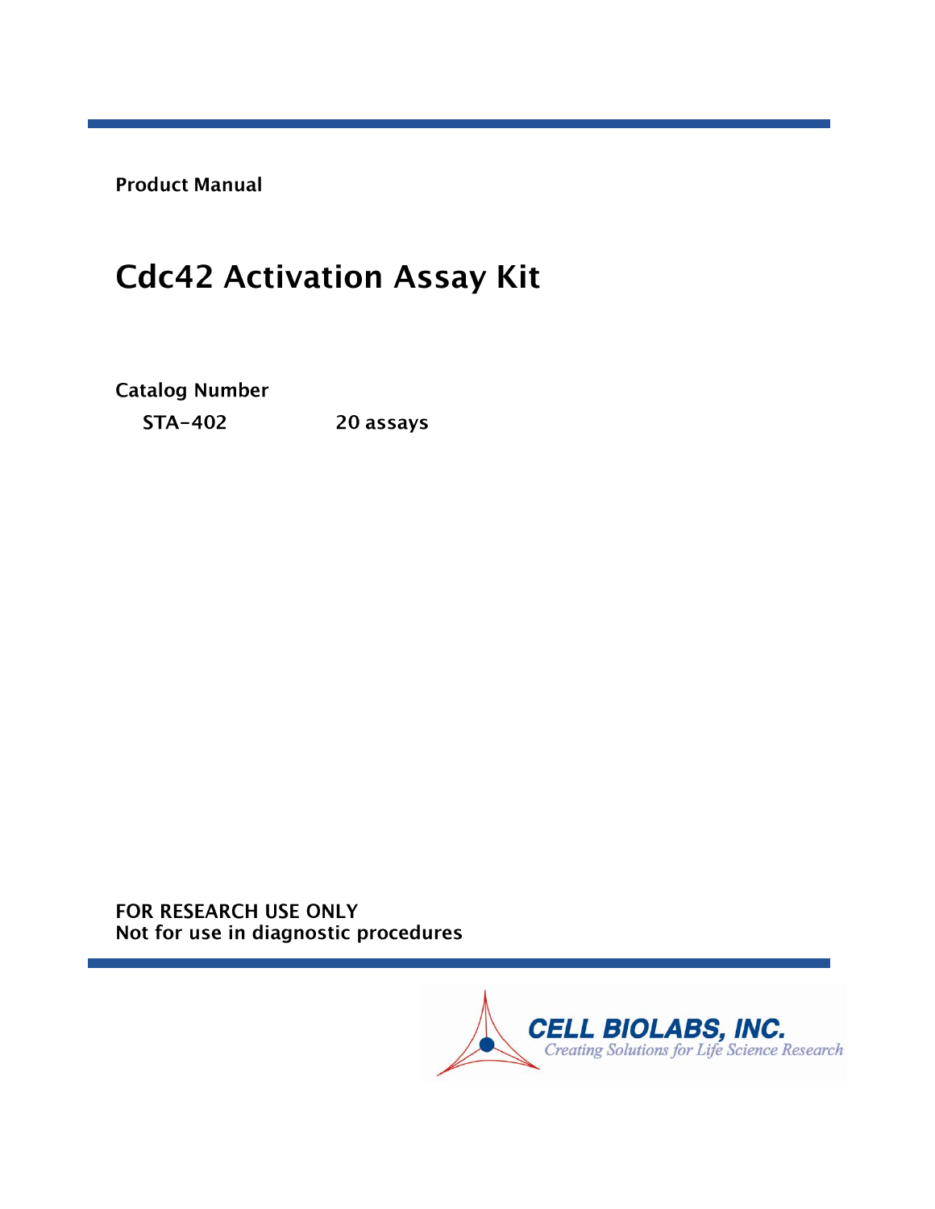**Product Manual**

# Cdc42 Activation Assay Kit

**Catalog Number**

**STA-402** **20 assays**

**FOR RESEARCH USE ONLY**
**Not for use in diagnostic procedures**

**CELL BIOLABS, INC.**
*Creating Solutions for Life Science Research*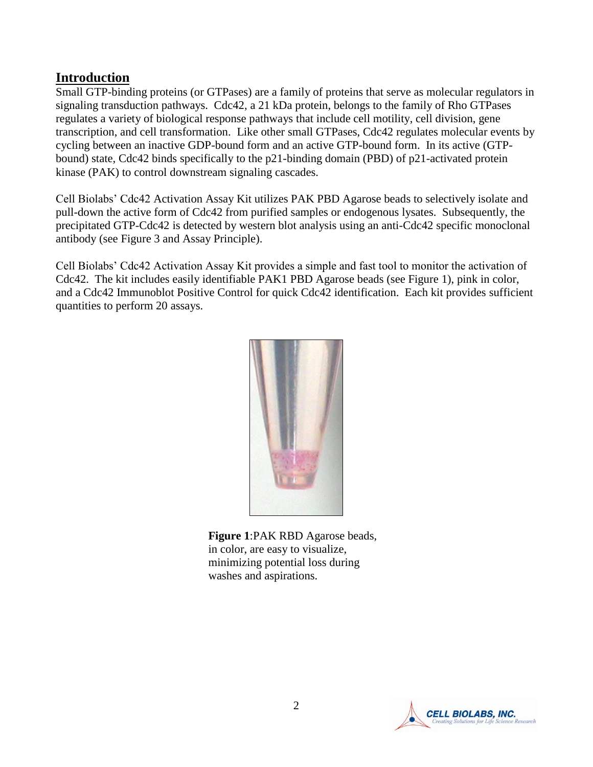## Introduction

Small GTP-binding proteins (or GTPases) are a family of proteins that serve as molecular regulators in signaling transduction pathways. Cdc42, a 21 kDa protein, belongs to the family of Rho GTPases regulates a variety of biological response pathways that include cell motility, cell division, gene transcription, and cell transformation. Like other small GTPases, Cdc42 regulates molecular events by cycling between an inactive GDP-bound form and an active GTP-bound form. In its active (GTP-bound) state, Cdc42 binds specifically to the p21-binding domain (PBD) of p21-activated protein kinase (PAK) to control downstream signaling cascades.

Cell Biolabs' Cdc42 Activation Assay Kit utilizes PAK PBD Agarose beads to selectively isolate and pull-down the active form of Cdc42 from purified samples or endogenous lysates. Subsequently, the precipitated GTP-Cdc42 is detected by western blot analysis using an anti-Cdc42 specific monoclonal antibody (see Figure 3 and Assay Principle).

Cell Biolabs' Cdc42 Activation Assay Kit provides a simple and fast tool to monitor the activation of Cdc42. The kit includes easily identifiable PAK1 PBD Agarose beads (see Figure 1), pink in color, and a Cdc42 Immunoblot Positive Control for quick Cdc42 identification. Each kit provides sufficient quantities to perform 20 assays.

**Figure 1**:PAK RBD Agarose beads, in color, are easy to visualize, minimizing potential loss during washes and aspirations.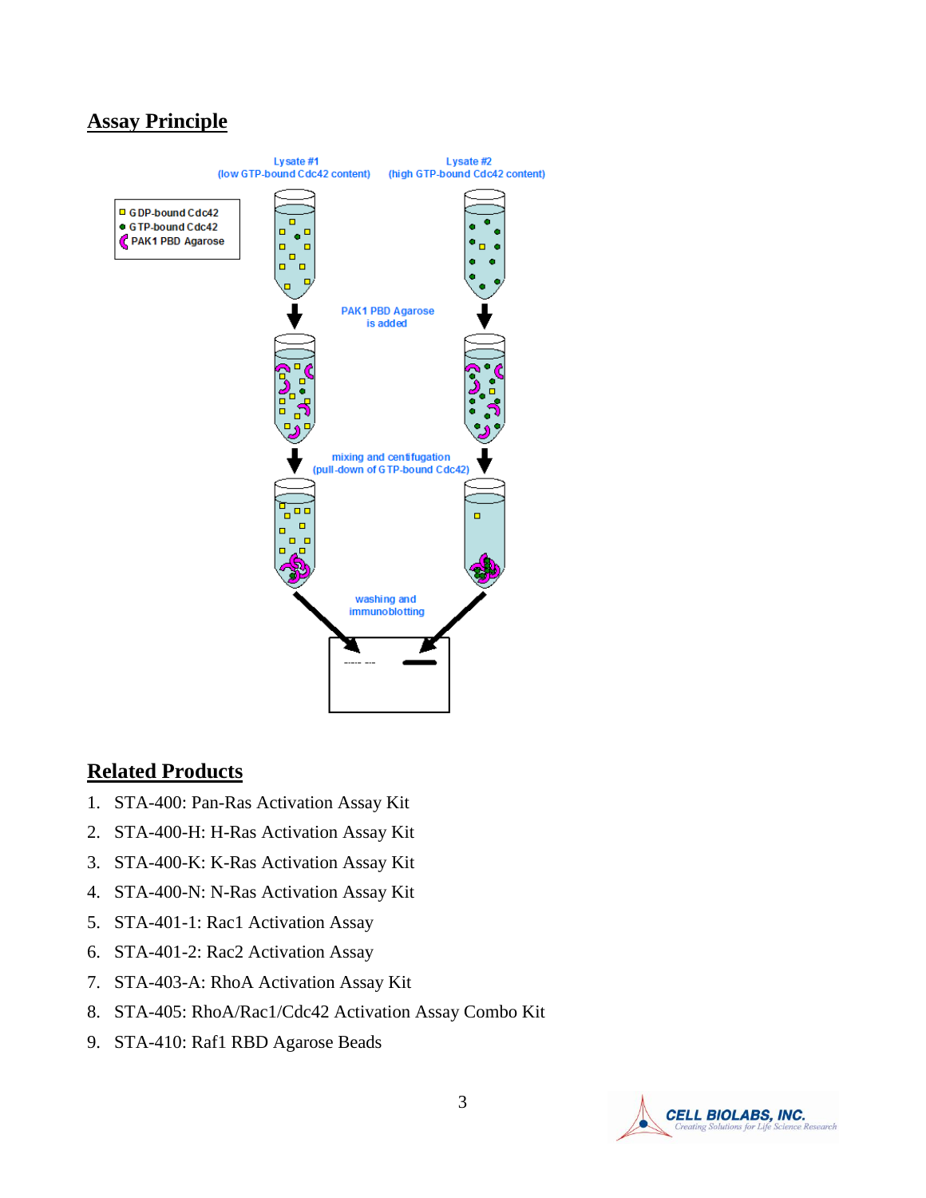## Assay Principle

## Related Products

1. STA-400: Pan-Ras Activation Assay Kit
2. STA-400-H: H-Ras Activation Assay Kit
3. STA-400-K: K-Ras Activation Assay Kit
4. STA-400-N: N-Ras Activation Assay Kit
5. STA-401-1: Rac1 Activation Assay
6. STA-401-2: Rac2 Activation Assay
7. STA-403-A: RhoA Activation Assay Kit
8. STA-405: RhoA/Rac1/Cdc42 Activation Assay Combo Kit
9. STA-410: Raf1 RBD Agarose Beads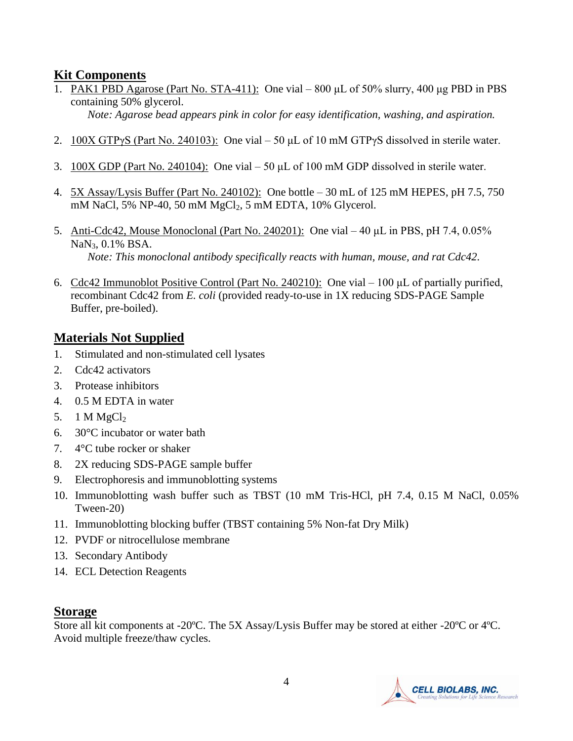## Kit Components

1. PAK1 PBD Agarose (Part No. STA-411): One vial – 800 µL of 50% slurry, 400 µg PBD in PBS containing 50% glycerol.
   *Note: Agarose bead appears pink in color for easy identification, washing, and aspiration.*

2. 100X GTPγS (Part No. 240103): One vial – 50 µL of 10 mM GTPγS dissolved in sterile water.

3. 100X GDP (Part No. 240104): One vial – 50 µL of 100 mM GDP dissolved in sterile water.

4. 5X Assay/Lysis Buffer (Part No. 240102): One bottle – 30 mL of 125 mM HEPES, pH 7.5, 750 mM NaCl, 5% NP-40, 50 mM $MgCl_2$, 5 mM EDTA, 10% Glycerol.

5. Anti-Cdc42, Mouse Monoclonal (Part No. 240201): One vial – 40 µL in PBS, pH 7.4, 0.05% $NaN_3$, 0.1% BSA.
   *Note: This monoclonal antibody specifically reacts with human, mouse, and rat Cdc42.*

6. Cdc42 Immunoblot Positive Control (Part No. 240210): One vial – 100 µL of partially purified, recombinant Cdc42 from *E. coli* (provided ready-to-use in 1X reducing SDS-PAGE Sample Buffer, pre-boiled).

## Materials Not Supplied

1. Stimulated and non-stimulated cell lysates
2. Cdc42 activators
3. Protease inhibitors
4. 0.5 M EDTA in water
5. 1 M $MgCl_2$
6. 30°C incubator or water bath
7. 4°C tube rocker or shaker
8. 2X reducing SDS-PAGE sample buffer
9. Electrophoresis and immunoblotting systems
10. Immunoblotting wash buffer such as TBST (10 mM Tris-HCl, pH 7.4, 0.15 M NaCl, 0.05% Tween-20)
11. Immunoblotting blocking buffer (TBST containing 5% Non-fat Dry Milk)
12. PVDF or nitrocellulose membrane
13. Secondary Antibody
14. ECL Detection Reagents

## Storage

Store all kit components at -20ºC. The 5X Assay/Lysis Buffer may be stored at either -20ºC or 4ºC. Avoid multiple freeze/thaw cycles.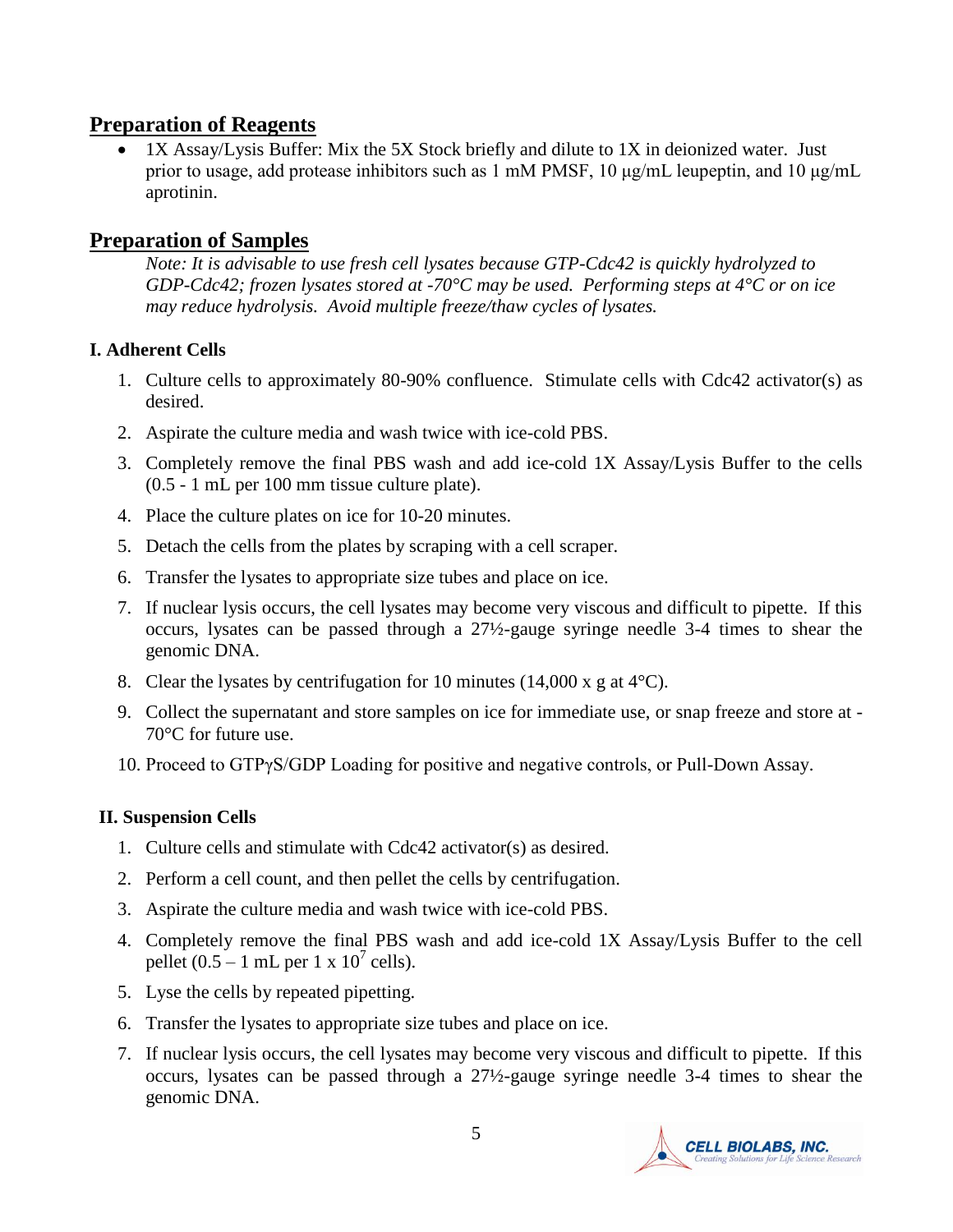## Preparation of Reagents

- 1X Assay/Lysis Buffer: Mix the 5X Stock briefly and dilute to 1X in deionized water. Just prior to usage, add protease inhibitors such as 1 mM PMSF, 10 μg/mL leupeptin, and 10 μg/mL aprotinin.

## Preparation of Samples

*Note: It is advisable to use fresh cell lysates because GTP-Cdc42 is quickly hydrolyzed to GDP-Cdc42; frozen lysates stored at -70°C may be used. Performing steps at 4°C or on ice may reduce hydrolysis. Avoid multiple freeze/thaw cycles of lysates.*

### I. Adherent Cells

1. Culture cells to approximately 80-90% confluence. Stimulate cells with Cdc42 activator(s) as desired.
2. Aspirate the culture media and wash twice with ice-cold PBS.
3. Completely remove the final PBS wash and add ice-cold 1X Assay/Lysis Buffer to the cells (0.5 - 1 mL per 100 mm tissue culture plate).
4. Place the culture plates on ice for 10-20 minutes.
5. Detach the cells from the plates by scraping with a cell scraper.
6. Transfer the lysates to appropriate size tubes and place on ice.
7. If nuclear lysis occurs, the cell lysates may become very viscous and difficult to pipette. If this occurs, lysates can be passed through a 27½-gauge syringe needle 3-4 times to shear the genomic DNA.
8. Clear the lysates by centrifugation for 10 minutes (14,000 x g at 4°C).
9. Collect the supernatant and store samples on ice for immediate use, or snap freeze and store at -70°C for future use.
10. Proceed to GTPγS/GDP Loading for positive and negative controls, or Pull-Down Assay.

### II. Suspension Cells

1. Culture cells and stimulate with Cdc42 activator(s) as desired.
2. Perform a cell count, and then pellet the cells by centrifugation.
3. Aspirate the culture media and wash twice with ice-cold PBS.
4. Completely remove the final PBS wash and add ice-cold 1X Assay/Lysis Buffer to the cell pellet (0.5 – 1 mL per 1 x $10^7$ cells).
5. Lyse the cells by repeated pipetting.
6. Transfer the lysates to appropriate size tubes and place on ice.
7. If nuclear lysis occurs, the cell lysates may become very viscous and difficult to pipette. If this occurs, lysates can be passed through a 27½-gauge syringe needle 3-4 times to shear the genomic DNA.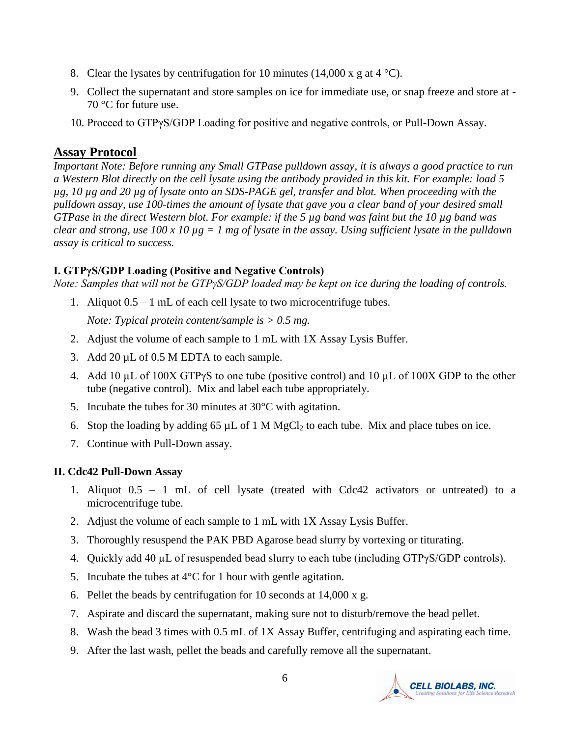8. Clear the lysates by centrifugation for 10 minutes (14,000 x g at 4 °C).
9. Collect the supernatant and store samples on ice for immediate use, or snap freeze and store at -70 °C for future use.
10. Proceed to GTPγS/GDP Loading for positive and negative controls, or Pull-Down Assay.

## Assay Protocol

*Important Note: Before running any Small GTPase pulldown assay, it is always a good practice to run a Western Blot directly on the cell lysate using the antibody provided in this kit. For example: load 5 µg, 10 µg and 20 µg of lysate onto an SDS-PAGE gel, transfer and blot. When proceeding with the pulldown assay, use 100-times the amount of lysate that gave you a clear band of your desired small GTPase in the direct Western blot. For example: if the 5 µg band was faint but the 10 µg band was clear and strong, use 100 x 10 µg = 1 mg of lysate in the assay. Using sufficient lysate in the pulldown assay is critical to success.*

### I. GTPγS/GDP Loading (Positive and Negative Controls)

*Note: Samples that will not be GTPγS/GDP loaded may be kept on ice during the loading of controls.*

1. Aliquot 0.5 – 1 mL of each cell lysate to two microcentrifuge tubes.

   *Note: Typical protein content/sample is > 0.5 mg.*

2. Adjust the volume of each sample to 1 mL with 1X Assay Lysis Buffer.
3. Add 20 µL of 0.5 M EDTA to each sample.
4. Add 10 µL of 100X GTPγS to one tube (positive control) and 10 µL of 100X GDP to the other tube (negative control). Mix and label each tube appropriately.
5. Incubate the tubes for 30 minutes at 30°C with agitation.
6. Stop the loading by adding 65 µL of 1 M $MgCl_2$ to each tube. Mix and place tubes on ice.
7. Continue with Pull-Down assay.

### II. Cdc42 Pull-Down Assay

1. Aliquot 0.5 – 1 mL of cell lysate (treated with Cdc42 activators or untreated) to a microcentrifuge tube.
2. Adjust the volume of each sample to 1 mL with 1X Assay Lysis Buffer.
3. Thoroughly resuspend the PAK PBD Agarose bead slurry by vortexing or titurating.
4. Quickly add 40 µL of resuspended bead slurry to each tube (including GTPγS/GDP controls).
5. Incubate the tubes at 4°C for 1 hour with gentle agitation.
6. Pellet the beads by centrifugation for 10 seconds at 14,000 x g.
7. Aspirate and discard the supernatant, making sure not to disturb/remove the bead pellet.
8. Wash the bead 3 times with 0.5 mL of 1X Assay Buffer, centrifuging and aspirating each time.
9. After the last wash, pellet the beads and carefully remove all the supernatant.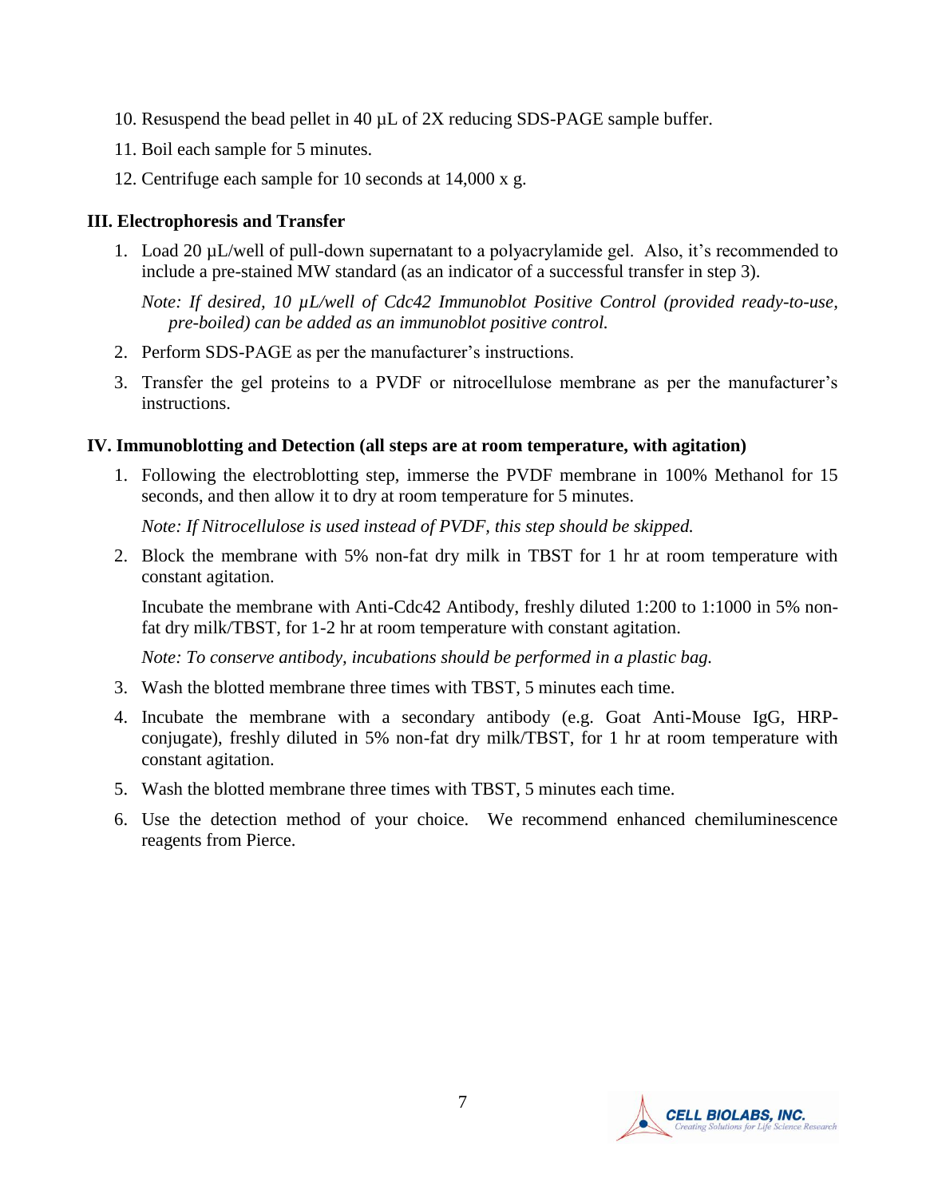10. Resuspend the bead pellet in 40 µL of 2X reducing SDS-PAGE sample buffer.
11. Boil each sample for 5 minutes.
12. Centrifuge each sample for 10 seconds at 14,000 x g.

### III. Electrophoresis and Transfer

1. Load 20 µL/well of pull-down supernatant to a polyacrylamide gel. Also, it's recommended to include a pre-stained MW standard (as an indicator of a successful transfer in step 3).

   *Note: If desired, 10 µL/well of Cdc42 Immunoblot Positive Control (provided ready-to-use, pre-boiled) can be added as an immunoblot positive control.*

2. Perform SDS-PAGE as per the manufacturer's instructions.
3. Transfer the gel proteins to a PVDF or nitrocellulose membrane as per the manufacturer's instructions.

### IV. Immunoblotting and Detection (all steps are at room temperature, with agitation)

1. Following the electroblotting step, immerse the PVDF membrane in 100% Methanol for 15 seconds, and then allow it to dry at room temperature for 5 minutes.

   *Note: If Nitrocellulose is used instead of PVDF, this step should be skipped.*

2. Block the membrane with 5% non-fat dry milk in TBST for 1 hr at room temperature with constant agitation.

   Incubate the membrane with Anti-Cdc42 Antibody, freshly diluted 1:200 to 1:1000 in 5% non-fat dry milk/TBST, for 1-2 hr at room temperature with constant agitation.

   *Note: To conserve antibody, incubations should be performed in a plastic bag.*

3. Wash the blotted membrane three times with TBST, 5 minutes each time.
4. Incubate the membrane with a secondary antibody (e.g. Goat Anti-Mouse IgG, HRP-conjugate), freshly diluted in 5% non-fat dry milk/TBST, for 1 hr at room temperature with constant agitation.
5. Wash the blotted membrane three times with TBST, 5 minutes each time.
6. Use the detection method of your choice. We recommend enhanced chemiluminescence reagents from Pierce.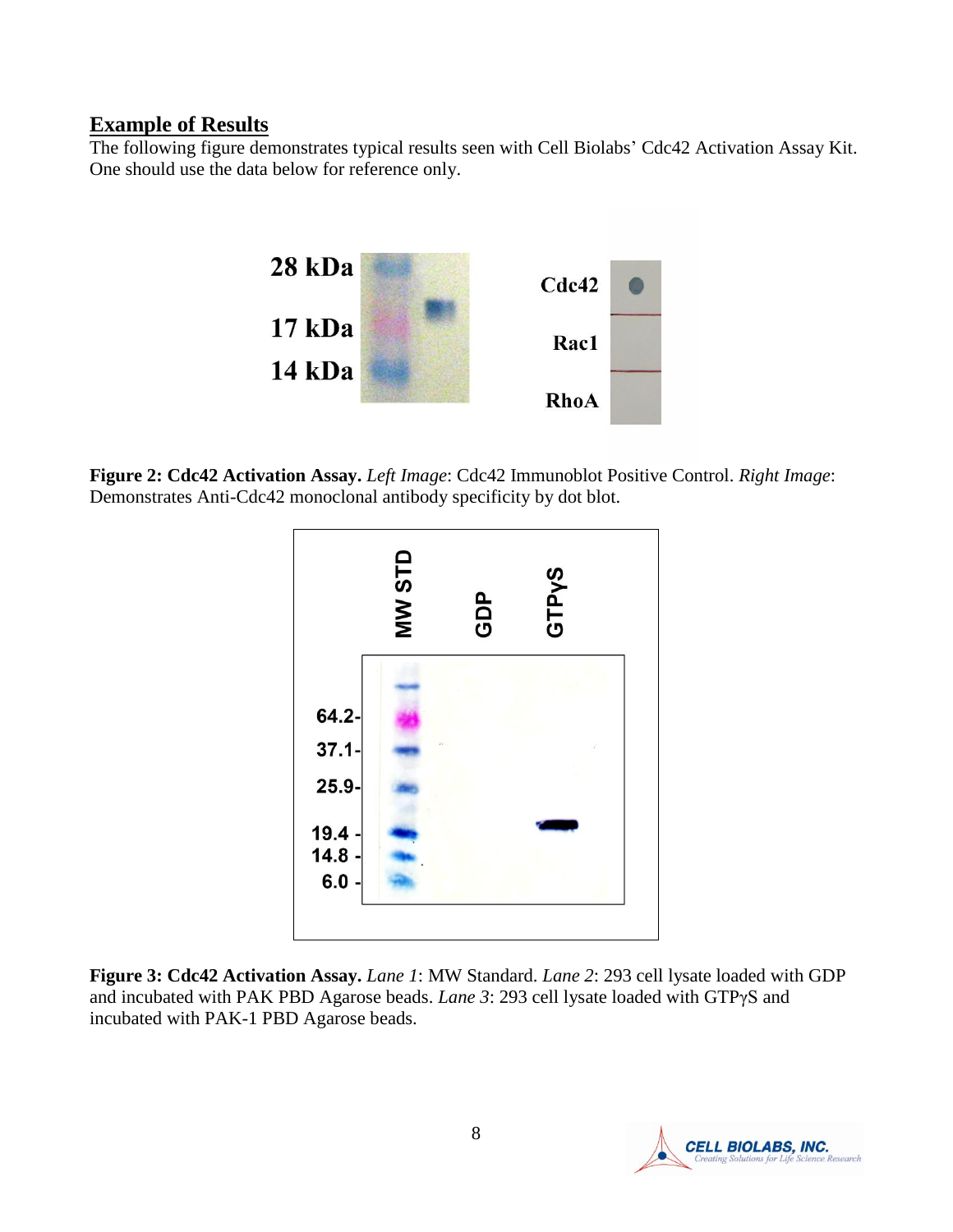## Example of Results

The following figure demonstrates typical results seen with Cell Biolabs' Cdc42 Activation Assay Kit. One should use the data below for reference only.

**Figure 2: Cdc42 Activation Assay.** *Left Image*: Cdc42 Immunoblot Positive Control. *Right Image*: Demonstrates Anti-Cdc42 monoclonal antibody specificity by dot blot.

**Figure 3: Cdc42 Activation Assay.** *Lane 1*: MW Standard. *Lane 2*: 293 cell lysate loaded with GDP and incubated with PAK PBD Agarose beads. *Lane 3*: 293 cell lysate loaded with GTPγS and incubated with PAK-1 PBD Agarose beads.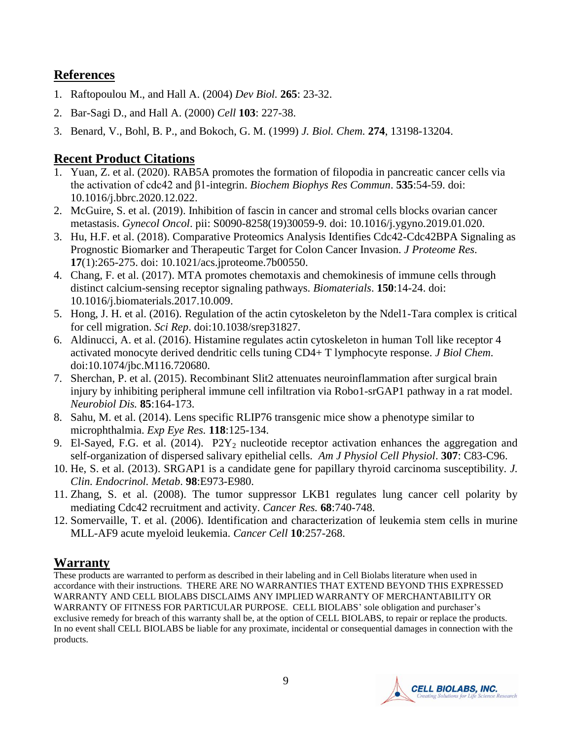## References

1. Raftopoulou M., and Hall A. (2004) *Dev Biol.* **265**: 23-32.
2. Bar-Sagi D., and Hall A. (2000) *Cell* **103**: 227-38.
3. Benard, V., Bohl, B. P., and Bokoch, G. M. (1999) *J. Biol. Chem.* **274**, 13198-13204.

## Recent Product Citations

1. Yuan, Z. et al. (2020). RAB5A promotes the formation of filopodia in pancreatic cancer cells via the activation of cdc42 and β1-integrin. *Biochem Biophys Res Commun*. **535**:54-59. doi: 10.1016/j.bbrc.2020.12.022.
2. McGuire, S. et al. (2019). Inhibition of fascin in cancer and stromal cells blocks ovarian cancer metastasis. *Gynecol Oncol*. pii: S0090-8258(19)30059-9. doi: 10.1016/j.ygyno.2019.01.020.
3. Hu, H.F. et al. (2018). Comparative Proteomics Analysis Identifies Cdc42-Cdc42BPA Signaling as Prognostic Biomarker and Therapeutic Target for Colon Cancer Invasion. *J Proteome Res*. **17**(1):265-275. doi: 10.1021/acs.jproteome.7b00550.
4. Chang, F. et al. (2017). MTA promotes chemotaxis and chemokinesis of immune cells through distinct calcium-sensing receptor signaling pathways. *Biomaterials*. **150**:14-24. doi: 10.1016/j.biomaterials.2017.10.009.
5. Hong, J. H. et al. (2016). Regulation of the actin cytoskeleton by the Ndel1-Tara complex is critical for cell migration. *Sci Rep*. doi:10.1038/srep31827.
6. Aldinucci, A. et al. (2016). Histamine regulates actin cytoskeleton in human Toll like receptor 4 activated monocyte derived dendritic cells tuning CD4+ T lymphocyte response. *J Biol Chem*. doi:10.1074/jbc.M116.720680.
7. Sherchan, P. et al. (2015). Recombinant Slit2 attenuates neuroinflammation after surgical brain injury by inhibiting peripheral immune cell infiltration via Robo1-srGAP1 pathway in a rat model. *Neurobiol Dis.* **85**:164-173.
8. Sahu, M. et al. (2014). Lens specific RLIP76 transgenic mice show a phenotype similar to microphthalmia. *Exp Eye Res.* **118**:125-134.
9. El-Sayed, F.G. et al. (2014). $P2Y_2$ nucleotide receptor activation enhances the aggregation and self-organization of dispersed salivary epithelial cells. *Am J Physiol Cell Physiol*. **307**: C83-C96.
10. He, S. et al. (2013). SRGAP1 is a candidate gene for papillary thyroid carcinoma susceptibility. *J. Clin. Endocrinol. Metab*. **98**:E973-E980.
11. Zhang, S. et al. (2008). The tumor suppressor LKB1 regulates lung cancer cell polarity by mediating Cdc42 recruitment and activity. *Cancer Res.* **68**:740-748.
12. Somervaille, T. et al. (2006). Identification and characterization of leukemia stem cells in murine MLL-AF9 acute myeloid leukemia. *Cancer Cell* **10**:257-268.

## Warranty

These products are warranted to perform as described in their labeling and in Cell Biolabs literature when used in accordance with their instructions. THERE ARE NO WARRANTIES THAT EXTEND BEYOND THIS EXPRESSED WARRANTY AND CELL BIOLABS DISCLAIMS ANY IMPLIED WARRANTY OF MERCHANTABILITY OR WARRANTY OF FITNESS FOR PARTICULAR PURPOSE. CELL BIOLABS' sole obligation and purchaser's exclusive remedy for breach of this warranty shall be, at the option of CELL BIOLABS, to repair or replace the products. In no event shall CELL BIOLABS be liable for any proximate, incidental or consequential damages in connection with the products.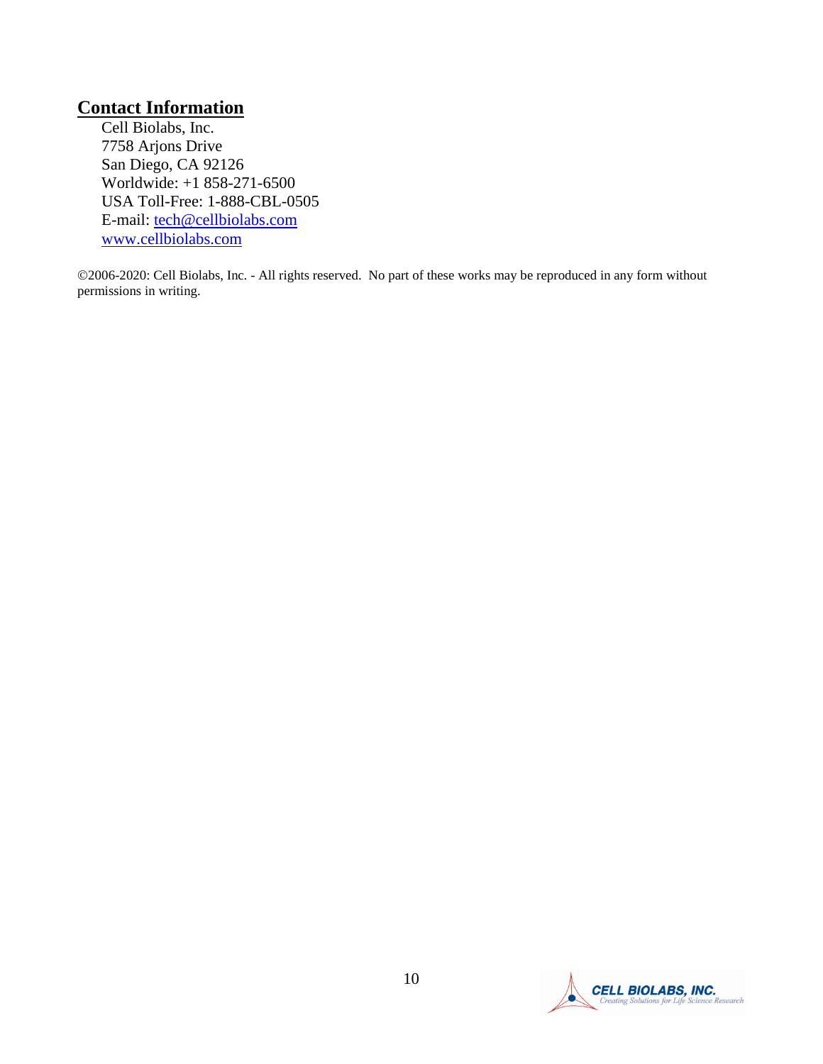## Contact Information

Cell Biolabs, Inc.
7758 Arjons Drive
San Diego, CA 92126
Worldwide: +1 858-271-6500
USA Toll-Free: 1-888-CBL-0505
E-mail: tech@cellbiolabs.com
www.cellbiolabs.com

©2006-2020: Cell Biolabs, Inc. - All rights reserved. No part of these works may be reproduced in any form without permissions in writing.